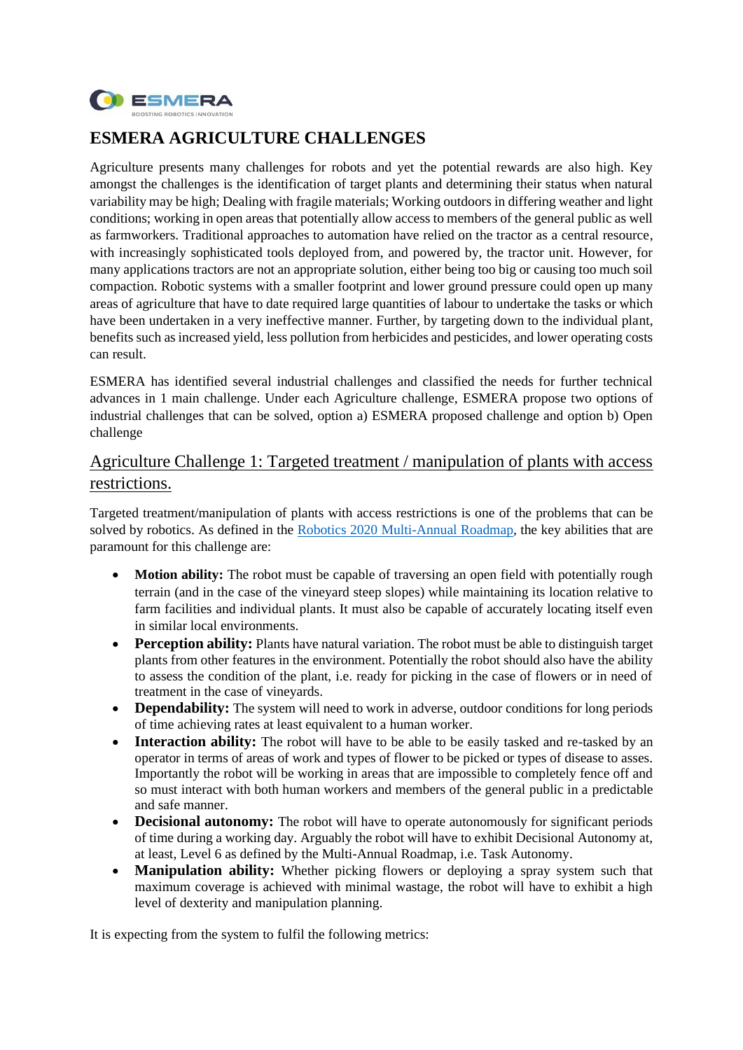# ESMERA AGRICULTURE CHALLENGES

Agriculture presents many challenges for robots and yet the potential rewards are also high. Key amongst the challenges is the identification of target plants and determining their status when natural variability may be high; Dealing with fragile materials; Working outdoors in differing weather and light conditions; working in open areas that potentially allow access to members of the general public as well as farmworkers. Traditional approaches to automation have relied on the tractor as a central resource, with increasingly sophisticated tools deployed from, and powered by, the tractor unit. However, for many applications tractors are not an appropriate solution, either being too big or causing too much soil compaction. Robotic systems with a smaller footprint and lower ground pressure could open up many areas of agriculture that have to date required large quantities of labour to undertake the tasks or which have been undertaken in a very ineffective manner. Further, by targeting down to the individual plant, benefits such as increased yield, less pollution from herbicides and pesticides, and lower operating costs can result.

ESMERA has identified several industrial challenges and classified the needs for further technical advances in 1 main challenge. Under each Agriculture challenge, ESMERA propose two options of industrial challenges that can be solved, option a) ESMERA proposed challenge and option b) Open challenge

## Agriculture Challenge 1: Targeted treatment / manipulation of plants with access restrictions.

Targeted treatment/manipulation of plants with access restrictions is one of the problems that can be solved by robotics. As defined in the Robotics 2020 Multi-Annual Roadmap, the key abilities that are paramount for this challenge are:

- **Motion ability:** The robot must be capable of traversing an open field with potentially rough terrain (and in the case of the vineyard steep slopes) while maintaining its location relative to farm facilities and individual plants. It must also be capable of accurately locating itself even in similar local environments.
- **Perception ability:** Plants have natural variation. The robot must be able to distinguish target plants from other features in the environment. Potentially the robot should also have the ability to assess the condition of the plant, i.e. ready for picking in the case of flowers or in need of treatment in the case of vineyards.
- **Dependability:** The system will need to work in adverse, outdoor conditions for long periods of time achieving rates at least equivalent to a human worker.
- **Interaction ability:** The robot will have to be able to be easily tasked and re-tasked by an operator in terms of areas of work and types of flower to be picked or types of disease to asses. Importantly the robot will be working in areas that are impossible to completely fence off and so must interact with both human workers and members of the general public in a predictable and safe manner.
- **Decisional autonomy:** The robot will have to operate autonomously for significant periods of time during a working day. Arguably the robot will have to exhibit Decisional Autonomy at, at least, Level 6 as defined by the Multi-Annual Roadmap, i.e. Task Autonomy.
- **Manipulation ability:** Whether picking flowers or deploying a spray system such that maximum coverage is achieved with minimal wastage, the robot will have to exhibit a high level of dexterity and manipulation planning.

It is expecting from the system to fulfil the following metrics: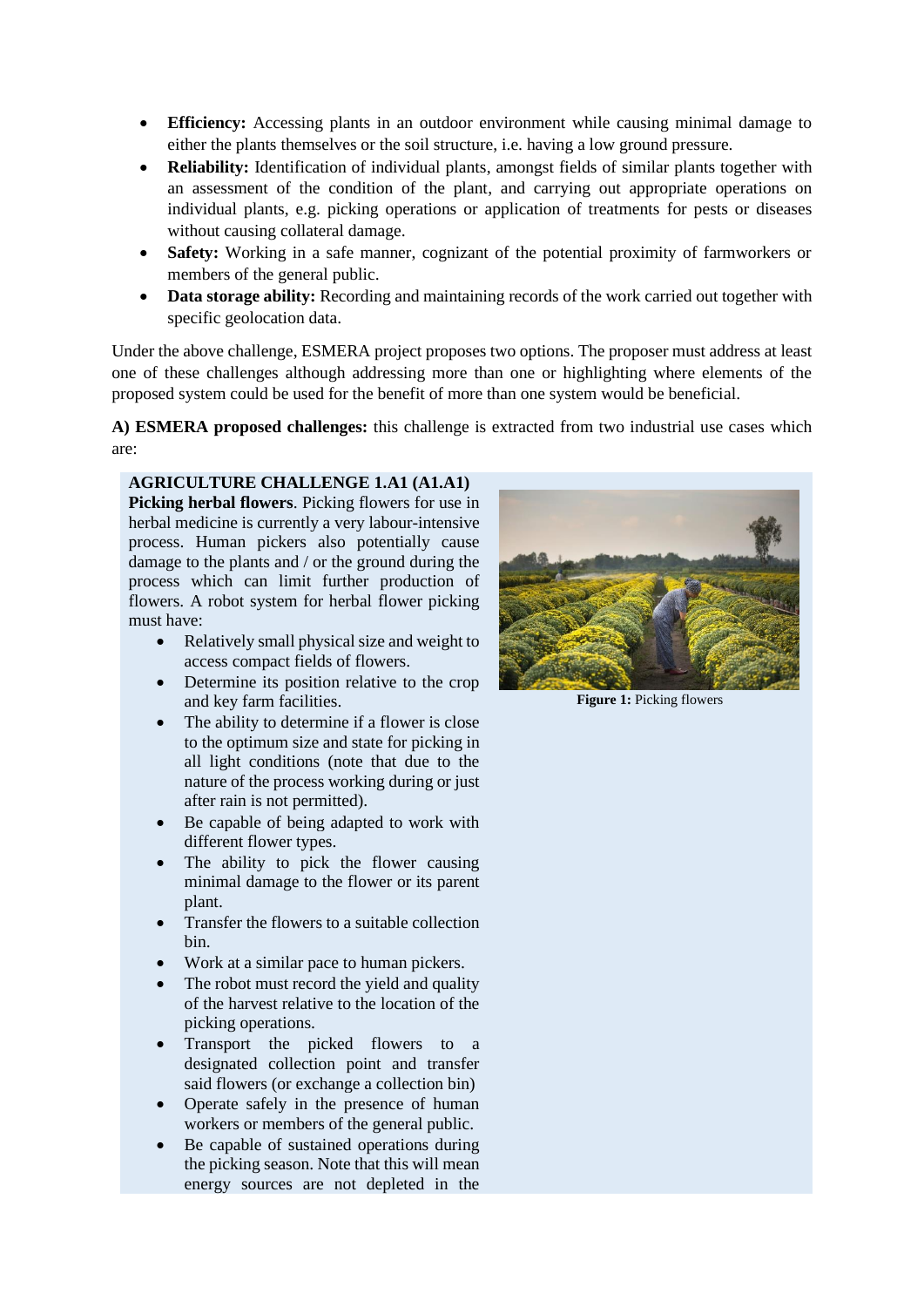- **Efficiency:** Accessing plants in an outdoor environment while causing minimal damage to either the plants themselves or the soil structure, i.e. having a low ground pressure.
- **Reliability:** Identification of individual plants, amongst fields of similar plants together with an assessment of the condition of the plant, and carrying out appropriate operations on individual plants, e.g. picking operations or application of treatments for pests or diseases without causing collateral damage.
- **Safety:** Working in a safe manner, cognizant of the potential proximity of farmworkers or members of the general public.
- **Data storage ability:** Recording and maintaining records of the work carried out together with specific geolocation data.

Under the above challenge, ESMERA project proposes two options. The proposer must address at least one of these challenges although addressing more than one or highlighting where elements of the proposed system could be used for the benefit of more than one system would be beneficial.

**A) ESMERA proposed challenges:** this challenge is extracted from two industrial use cases which are:

**AGRICULTURE CHALLENGE 1.A1 (A1.A1)**

**Picking herbal flowers**. Picking flowers for use in herbal medicine is currently a very labour-intensive process. Human pickers also potentially cause damage to the plants and / or the ground during the process which can limit further production of flowers. A robot system for herbal flower picking must have:

- Relatively small physical size and weight to access compact fields of flowers.
- Determine its position relative to the crop and key farm facilities.
- The ability to determine if a flower is close to the optimum size and state for picking in all light conditions (note that due to the nature of the process working during or just after rain is not permitted).
- Be capable of being adapted to work with different flower types.
- The ability to pick the flower causing minimal damage to the flower or its parent plant.
- Transfer the flowers to a suitable collection bin.
- Work at a similar pace to human pickers.
- The robot must record the yield and quality of the harvest relative to the location of the picking operations.
- Transport the picked flowers to a designated collection point and transfer said flowers (or exchange a collection bin)
- Operate safely in the presence of human workers or members of the general public.
- Be capable of sustained operations during the picking season. Note that this will mean energy sources are not depleted in the

**Figure 1:** Picking flowers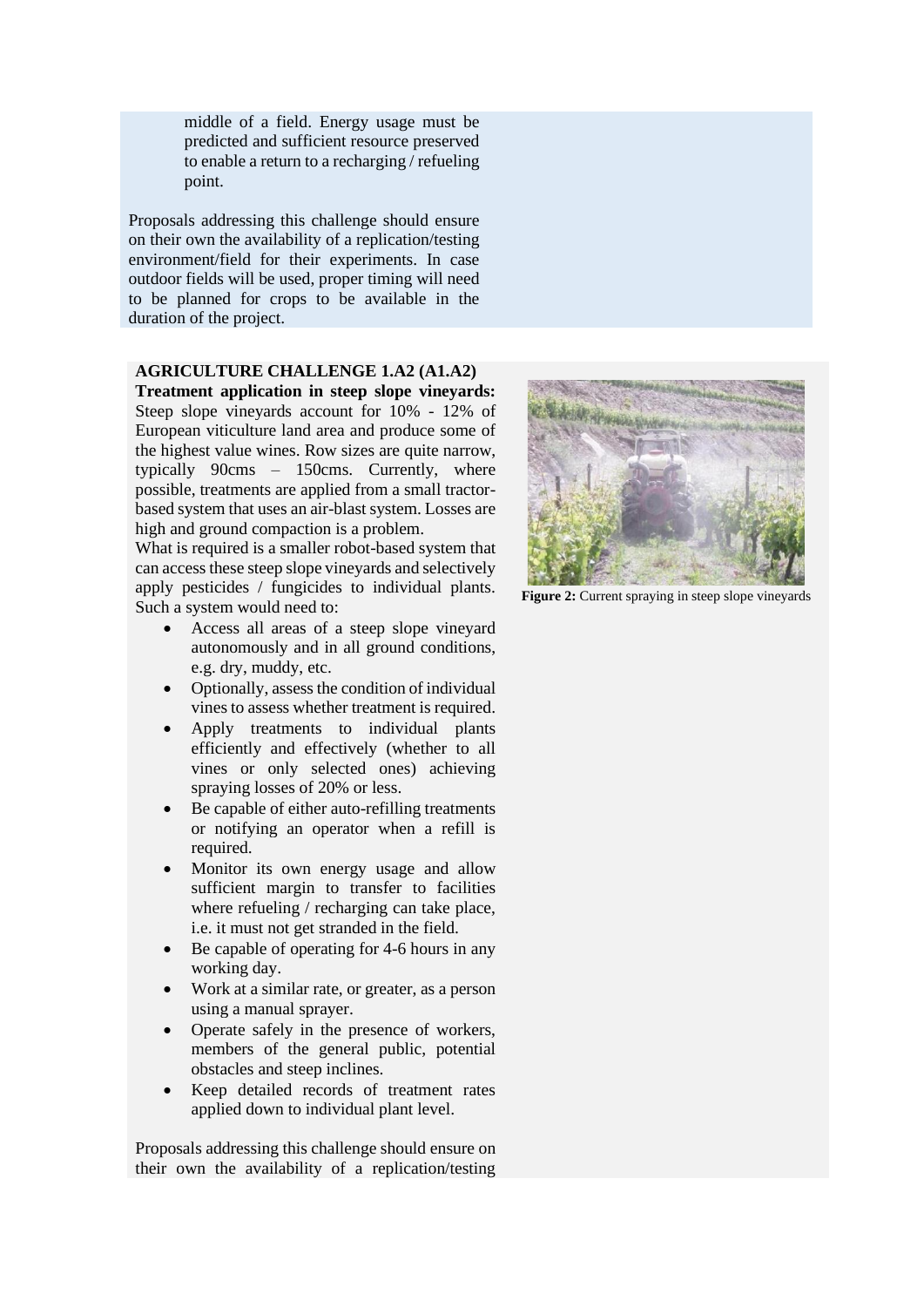middle of a field. Energy usage must be predicted and sufficient resource preserved to enable a return to a recharging / refueling point.

Proposals addressing this challenge should ensure on their own the availability of a replication/testing environment/field for their experiments. In case outdoor fields will be used, proper timing will need to be planned for crops to be available in the duration of the project.

**AGRICULTURE CHALLENGE 1.A2 (A1.A2)**

**Treatment application in steep slope vineyards:** Steep slope vineyards account for 10% - 12% of European viticulture land area and produce some of the highest value wines. Row sizes are quite narrow, typically 90cms – 150cms. Currently, where possible, treatments are applied from a small tractor-based system that uses an air-blast system. Losses are high and ground compaction is a problem.

What is required is a smaller robot-based system that can access these steep slope vineyards and selectively apply pesticides / fungicides to individual plants. Such a system would need to:

- Access all areas of a steep slope vineyard autonomously and in all ground conditions, e.g. dry, muddy, etc.
- Optionally, assess the condition of individual vines to assess whether treatment is required.
- Apply treatments to individual plants efficiently and effectively (whether to all vines or only selected ones) achieving spraying losses of 20% or less.
- Be capable of either auto-refilling treatments or notifying an operator when a refill is required.
- Monitor its own energy usage and allow sufficient margin to transfer to facilities where refueling / recharging can take place, i.e. it must not get stranded in the field.
- Be capable of operating for 4-6 hours in any working day.
- Work at a similar rate, or greater, as a person using a manual sprayer.
- Operate safely in the presence of workers, members of the general public, potential obstacles and steep inclines.
- Keep detailed records of treatment rates applied down to individual plant level.

**Figure 2:** Current spraying in steep slope vineyards

Proposals addressing this challenge should ensure on their own the availability of a replication/testing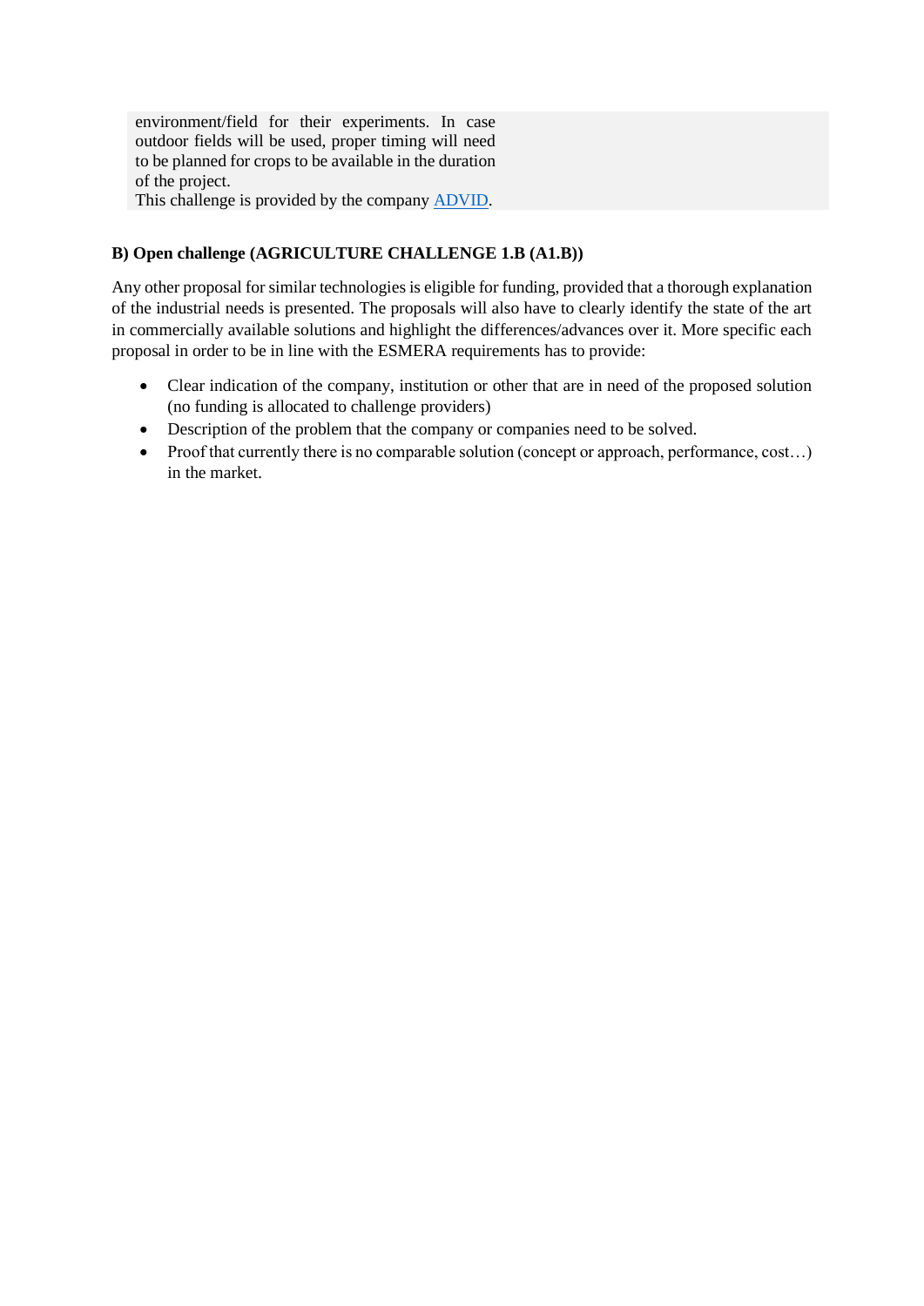environment/field for their experiments. In case outdoor fields will be used, proper timing will need to be planned for crops to be available in the duration of the project.
This challenge is provided by the company ADVID.

**B) Open challenge (AGRICULTURE CHALLENGE 1.B (A1.B))**

Any other proposal for similar technologies is eligible for funding, provided that a thorough explanation of the industrial needs is presented. The proposals will also have to clearly identify the state of the art in commercially available solutions and highlight the differences/advances over it. More specific each proposal in order to be in line with the ESMERA requirements has to provide:

- Clear indication of the company, institution or other that are in need of the proposed solution (no funding is allocated to challenge providers)
- Description of the problem that the company or companies need to be solved.
- Proof that currently there is no comparable solution (concept or approach, performance, cost…) in the market.